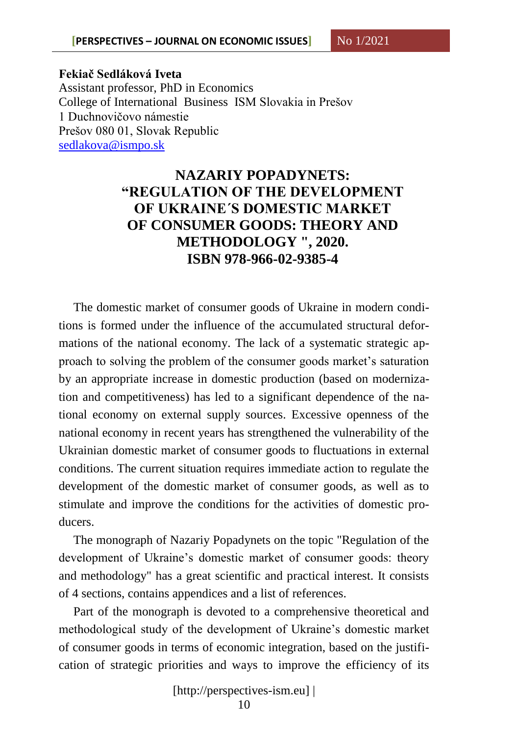**Fekiač Sedláková Iveta**
Assistant professor, PhD in Economics
College of International Business ISM Slovakia in Prešov
1 Duchnovičovo námestie
Prešov 080 01, Slovak Republic
sedlakova@ismpo.sk

# NAZARIY POPADYNETS: "REGULATION OF THE DEVELOPMENT OF UKRAINE´S DOMESTIC MARKET OF CONSUMER GOODS: THEORY AND METHODOLOGY ", 2020. ISBN 978-966-02-9385-4

The domestic market of consumer goods of Ukraine in modern conditions is formed under the influence of the accumulated structural deformations of the national economy. The lack of a systematic strategic approach to solving the problem of the consumer goods market's saturation by an appropriate increase in domestic production (based on modernization and competitiveness) has led to a significant dependence of the national economy on external supply sources. Excessive openness of the national economy in recent years has strengthened the vulnerability of the Ukrainian domestic market of consumer goods to fluctuations in external conditions. The current situation requires immediate action to regulate the development of the domestic market of consumer goods, as well as to stimulate and improve the conditions for the activities of domestic producers.

The monograph of Nazariy Popadynets on the topic "Regulation of the development of Ukraine's domestic market of consumer goods: theory and methodology" has a great scientific and practical interest. It consists of 4 sections, contains appendices and a list of references.

Part of the monograph is devoted to a comprehensive theoretical and methodological study of the development of Ukraine's domestic market of consumer goods in terms of economic integration, based on the justification of strategic priorities and ways to improve the efficiency of its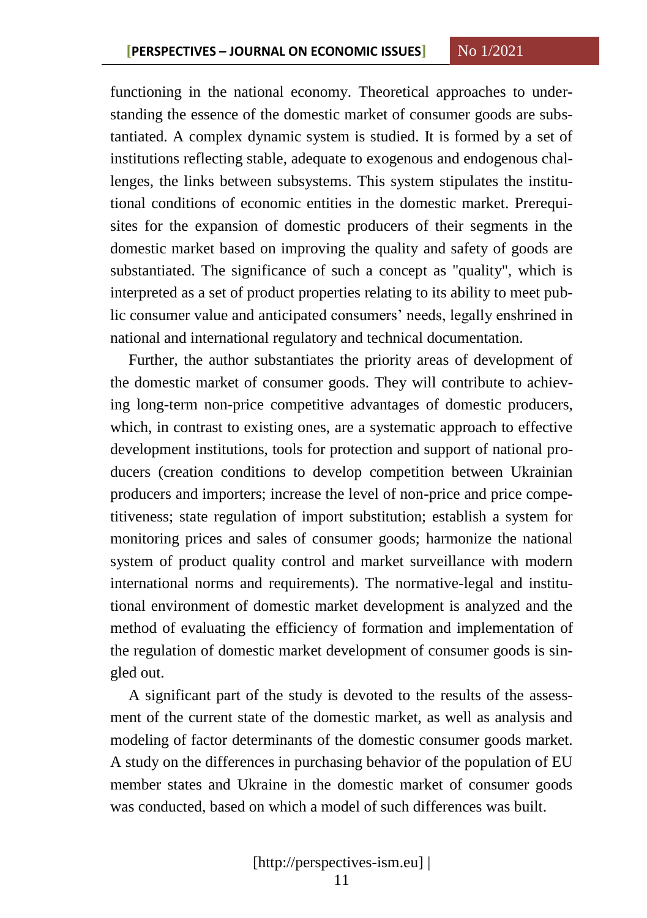functioning in the national economy. Theoretical approaches to understanding the essence of the domestic market of consumer goods are substantiated. A complex dynamic system is studied. It is formed by a set of institutions reflecting stable, adequate to exogenous and endogenous challenges, the links between subsystems. This system stipulates the institutional conditions of economic entities in the domestic market. Prerequisites for the expansion of domestic producers of their segments in the domestic market based on improving the quality and safety of goods are substantiated. The significance of such a concept as "quality", which is interpreted as a set of product properties relating to its ability to meet public consumer value and anticipated consumers' needs, legally enshrined in national and international regulatory and technical documentation.

Further, the author substantiates the priority areas of development of the domestic market of consumer goods. They will contribute to achieving long-term non-price competitive advantages of domestic producers, which, in contrast to existing ones, are a systematic approach to effective development institutions, tools for protection and support of national producers (creation conditions to develop competition between Ukrainian producers and importers; increase the level of non-price and price competitiveness; state regulation of import substitution; establish a system for monitoring prices and sales of consumer goods; harmonize the national system of product quality control and market surveillance with modern international norms and requirements). The normative-legal and institutional environment of domestic market development is analyzed and the method of evaluating the efficiency of formation and implementation of the regulation of domestic market development of consumer goods is singled out.

A significant part of the study is devoted to the results of the assessment of the current state of the domestic market, as well as analysis and modeling of factor determinants of the domestic consumer goods market. A study on the differences in purchasing behavior of the population of EU member states and Ukraine in the domestic market of consumer goods was conducted, based on which a model of such differences was built.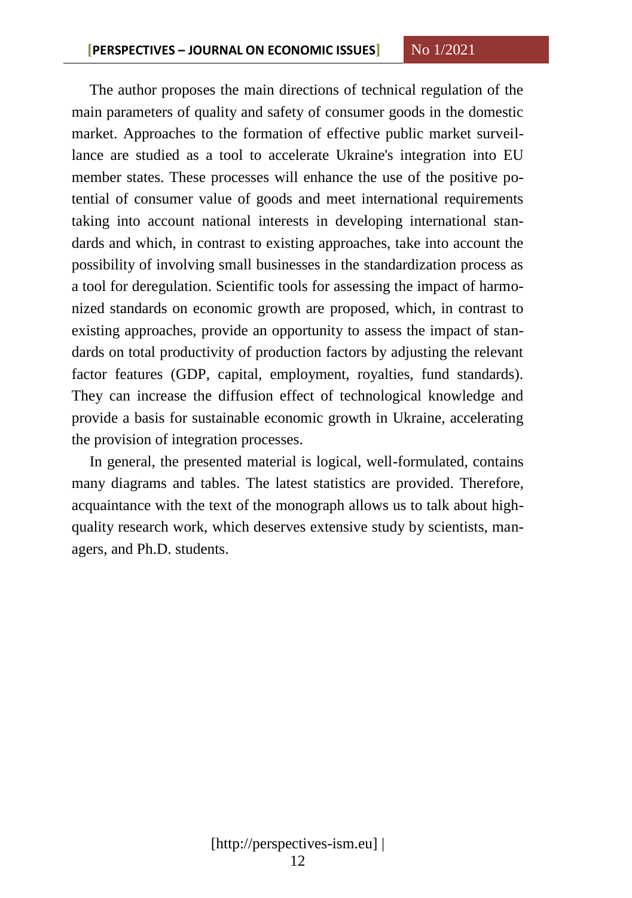The author proposes the main directions of technical regulation of the main parameters of quality and safety of consumer goods in the domestic market. Approaches to the formation of effective public market surveillance are studied as a tool to accelerate Ukraine's integration into EU member states. These processes will enhance the use of the positive potential of consumer value of goods and meet international requirements taking into account national interests in developing international standards and which, in contrast to existing approaches, take into account the possibility of involving small businesses in the standardization process as a tool for deregulation. Scientific tools for assessing the impact of harmonized standards on economic growth are proposed, which, in contrast to existing approaches, provide an opportunity to assess the impact of standards on total productivity of production factors by adjusting the relevant factor features (GDP, capital, employment, royalties, fund standards). They can increase the diffusion effect of technological knowledge and provide a basis for sustainable economic growth in Ukraine, accelerating the provision of integration processes.

In general, the presented material is logical, well-formulated, contains many diagrams and tables. The latest statistics are provided. Therefore, acquaintance with the text of the monograph allows us to talk about high-quality research work, which deserves extensive study by scientists, managers, and Ph.D. students.